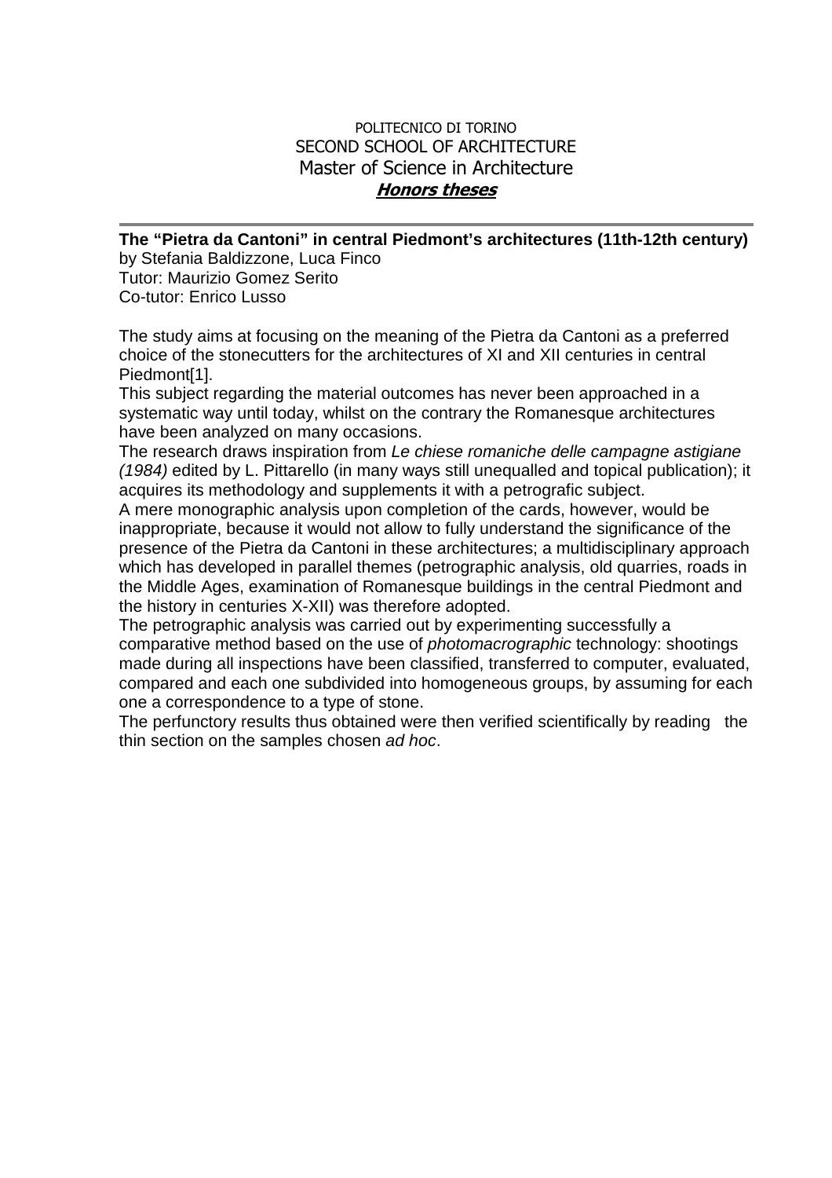POLITECNICO DI TORINO
SECOND SCHOOL OF ARCHITECTURE
Master of Science in Architecture
***Honors theses***

---

**The "Pietra da Cantoni" in central Piedmont's architectures (11th-12th century)**
by Stefania Baldizzone, Luca Finco
Tutor: Maurizio Gomez Serito
Co-tutor: Enrico Lusso

The study aims at focusing on the meaning of the Pietra da Cantoni as a preferred choice of the stonecutters for the architectures of XI and XII centuries in central Piedmont[1].
This subject regarding the material outcomes has never been approached in a systematic way until today, whilst on the contrary the Romanesque architectures have been analyzed on many occasions.
The research draws inspiration from *Le chiese romaniche delle campagne astigiane (1984)* edited by L. Pittarello (in many ways still unequalled and topical publication); it acquires its methodology and supplements it with a petrografic subject.
A mere monographic analysis upon completion of the cards, however, would be inappropriate, because it would not allow to fully understand the significance of the presence of the Pietra da Cantoni in these architectures; a multidisciplinary approach which has developed in parallel themes (petrographic analysis, old quarries, roads in the Middle Ages, examination of Romanesque buildings in the central Piedmont and the history in centuries X-XII) was therefore adopted.
The petrographic analysis was carried out by experimenting successfully a comparative method based on the use of *photomacrographic* technology: shootings made during all inspections have been classified, transferred to computer, evaluated, compared and each one subdivided into homogeneous groups, by assuming for each one a correspondence to a type of stone.
The perfunctory results thus obtained were then verified scientifically by reading the thin section on the samples chosen *ad hoc*.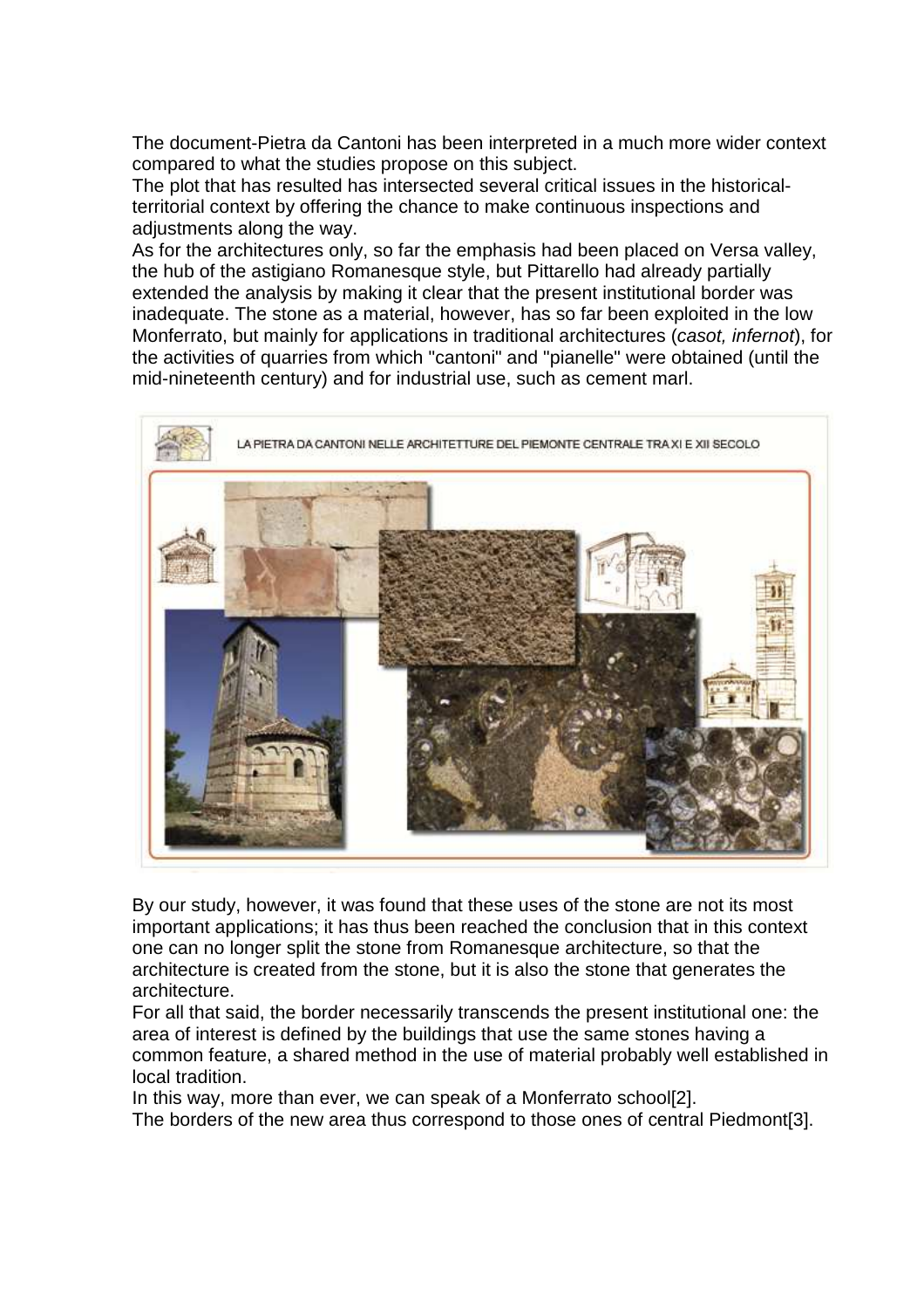The document-Pietra da Cantoni has been interpreted in a much more wider context compared to what the studies propose on this subject.
The plot that has resulted has intersected several critical issues in the historical-territorial context by offering the chance to make continuous inspections and adjustments along the way.
As for the architectures only, so far the emphasis had been placed on Versa valley, the hub of the astigiano Romanesque style, but Pittarello had already partially extended the analysis by making it clear that the present institutional border was inadequate. The stone as a material, however, has so far been exploited in the low Monferrato, but mainly for applications in traditional architectures (*casot, infernot*), for the activities of quarries from which "cantoni" and "pianelle" were obtained (until the mid-nineteenth century) and for industrial use, such as cement marl.

By our study, however, it was found that these uses of the stone are not its most important applications; it has thus been reached the conclusion that in this context one can no longer split the stone from Romanesque architecture, so that the architecture is created from the stone, but it is also the stone that generates the architecture.
For all that said, the border necessarily transcends the present institutional one: the area of interest is defined by the buildings that use the same stones having a common feature, a shared method in the use of material probably well established in local tradition.
In this way, more than ever, we can speak of a Monferrato school[2].
The borders of the new area thus correspond to those ones of central Piedmont[3].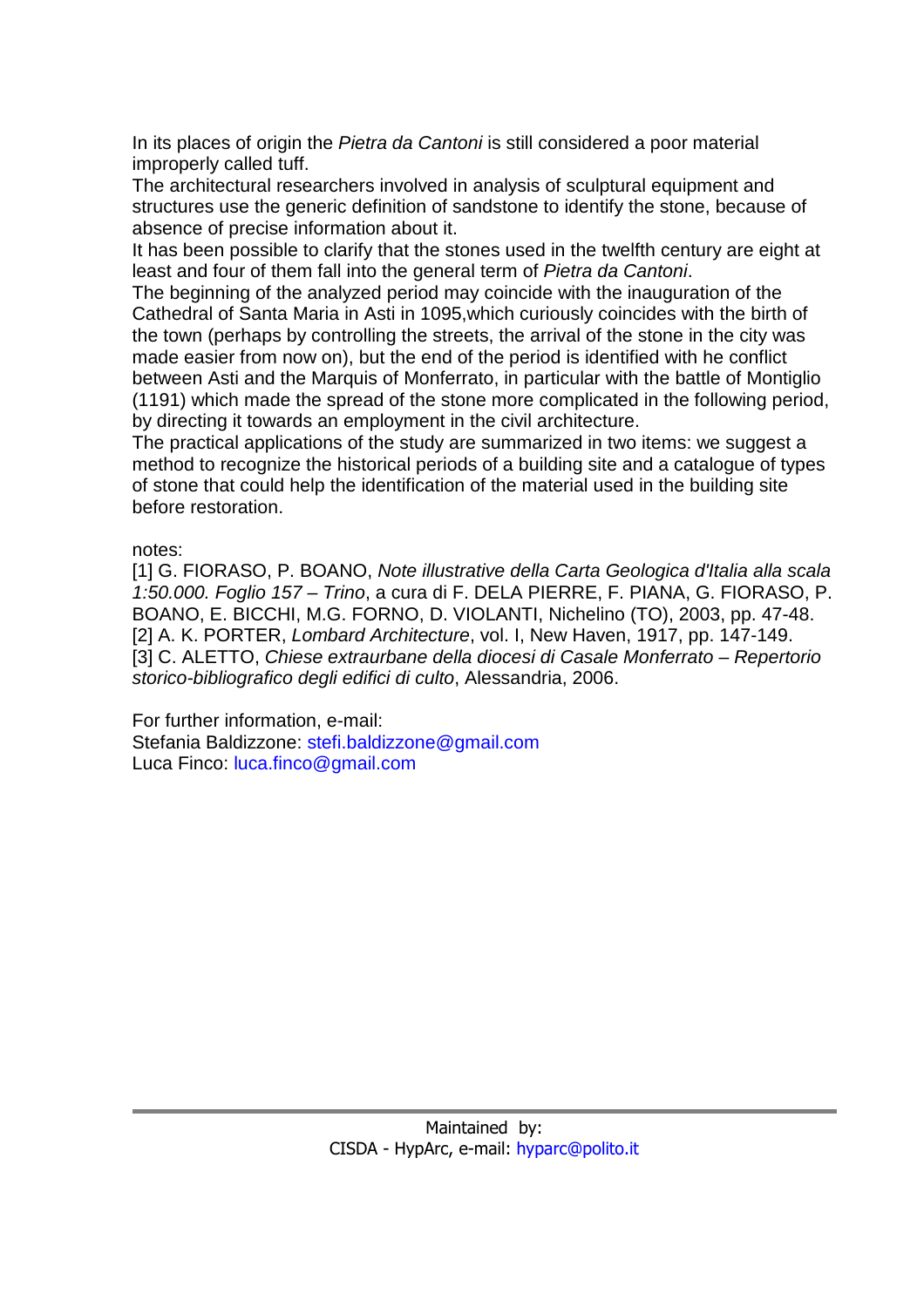In its places of origin the *Pietra da Cantoni* is still considered a poor material improperly called tuff.

The architectural researchers involved in analysis of sculptural equipment and structures use the generic definition of sandstone to identify the stone, because of absence of precise information about it.

It has been possible to clarify that the stones used in the twelfth century are eight at least and four of them fall into the general term of *Pietra da Cantoni*.

The beginning of the analyzed period may coincide with the inauguration of the Cathedral of Santa Maria in Asti in 1095,which curiously coincides with the birth of the town (perhaps by controlling the streets, the arrival of the stone in the city was made easier from now on), but the end of the period is identified with he conflict between Asti and the Marquis of Monferrato, in particular with the battle of Montiglio (1191) which made the spread of the stone more complicated in the following period, by directing it towards an employment in the civil architecture.

The practical applications of the study are summarized in two items: we suggest a method to recognize the historical periods of a building site and a catalogue of types of stone that could help the identification of the material used in the building site before restoration.

notes:

[1] G. FIORASO, P. BOANO, *Note illustrative della Carta Geologica d'Italia alla scala 1:50.000. Foglio 157 – Trino*, a cura di F. DELA PIERRE, F. PIANA, G. FIORASO, P. BOANO, E. BICCHI, M.G. FORNO, D. VIOLANTI, Nichelino (TO), 2003, pp. 47-48.

[2] A. K. PORTER, *Lombard Architecture*, vol. I, New Haven, 1917, pp. 147-149.

[3] C. ALETTO, *Chiese extraurbane della diocesi di Casale Monferrato – Repertorio storico-bibliografico degli edifici di culto*, Alessandria, 2006.

For further information, e-mail:

Stefania Baldizzone: stefi.baldizzone@gmail.com

Luca Finco: luca.finco@gmail.com

Maintained by:

CISDA - HypArc, e-mail: hyparc@polito.it